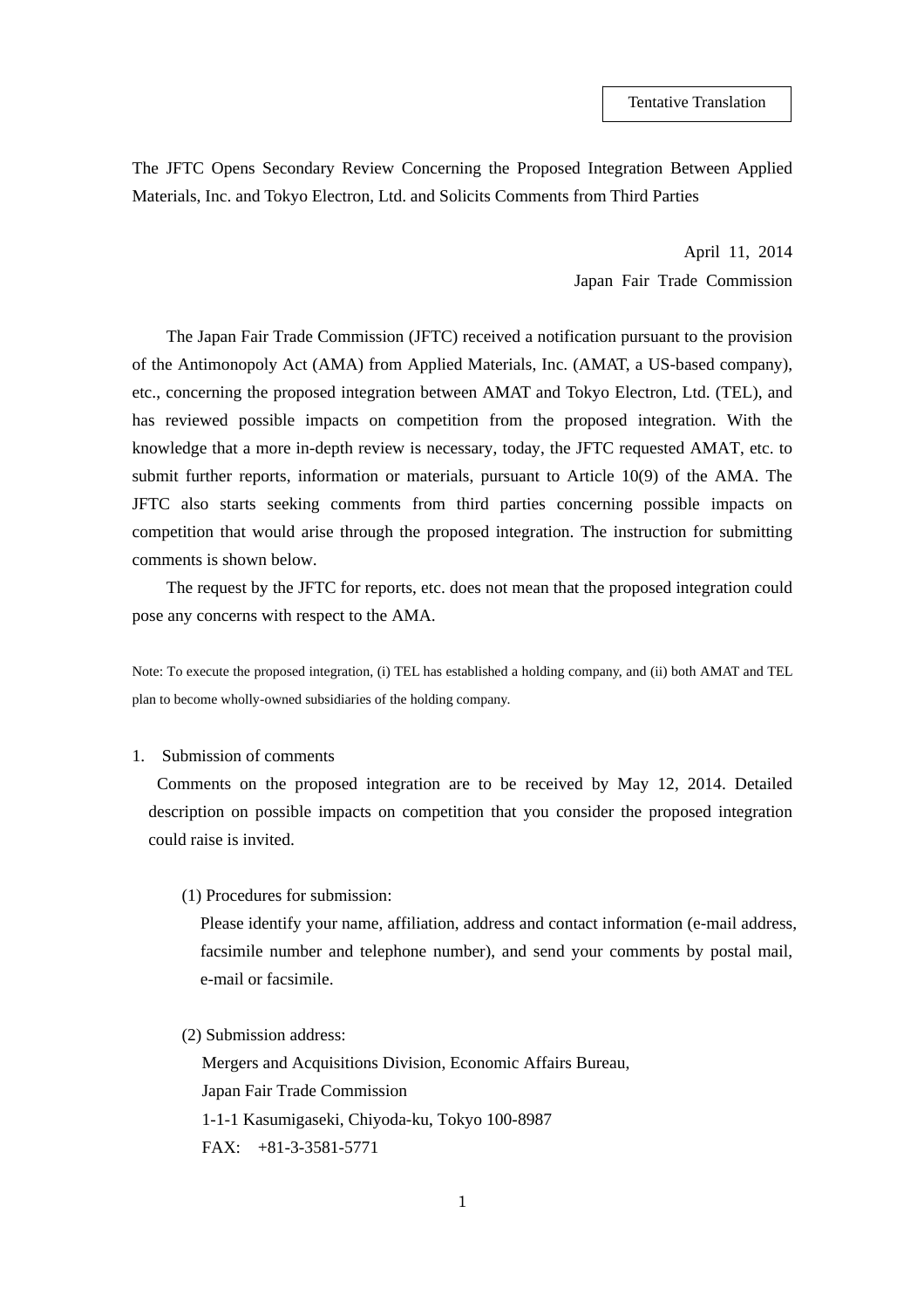Tentative Translation

# The JFTC Opens Secondary Review Concerning the Proposed Integration Between Applied Materials, Inc. and Tokyo Electron, Ltd. and Solicits Comments from Third Parties

April 11, 2014

Japan Fair Trade Commission

The Japan Fair Trade Commission (JFTC) received a notification pursuant to the provision of the Antimonopoly Act (AMA) from Applied Materials, Inc. (AMAT, a US-based company), etc., concerning the proposed integration between AMAT and Tokyo Electron, Ltd. (TEL), and has reviewed possible impacts on competition from the proposed integration. With the knowledge that a more in-depth review is necessary, today, the JFTC requested AMAT, etc. to submit further reports, information or materials, pursuant to Article 10(9) of the AMA. The JFTC also starts seeking comments from third parties concerning possible impacts on competition that would arise through the proposed integration. The instruction for submitting comments is shown below.

The request by the JFTC for reports, etc. does not mean that the proposed integration could pose any concerns with respect to the AMA.

Note: To execute the proposed integration, (i) TEL has established a holding company, and (ii) both AMAT and TEL plan to become wholly-owned subsidiaries of the holding company.

## 1. Submission of comments

Comments on the proposed integration are to be received by May 12, 2014. Detailed description on possible impacts on competition that you consider the proposed integration could raise is invited.

(1) Procedures for submission:

Please identify your name, affiliation, address and contact information (e-mail address, facsimile number and telephone number), and send your comments by postal mail, e-mail or facsimile.

(2) Submission address:

Mergers and Acquisitions Division, Economic Affairs Bureau,
Japan Fair Trade Commission
1-1-1 Kasumigaseki, Chiyoda-ku, Tokyo 100-8987
FAX: +81-3-3581-5771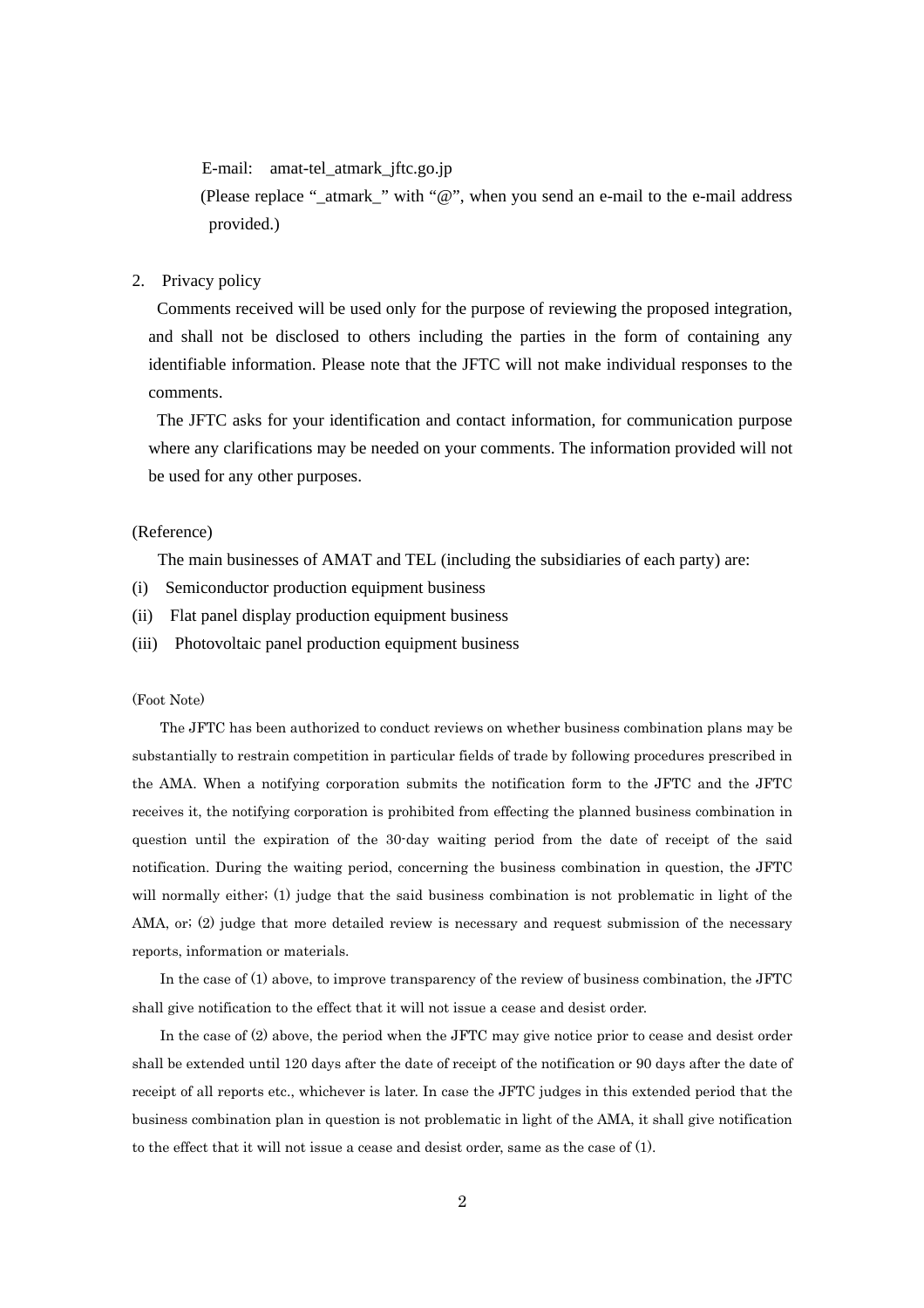E-mail: amat-tel_atmark_jftc.go.jp

(Please replace "_atmark_" with "@", when you send an e-mail to the e-mail address provided.)

2. Privacy policy

Comments received will be used only for the purpose of reviewing the proposed integration, and shall not be disclosed to others including the parties in the form of containing any identifiable information. Please note that the JFTC will not make individual responses to the comments.

The JFTC asks for your identification and contact information, for communication purpose where any clarifications may be needed on your comments. The information provided will not be used for any other purposes.

(Reference)

The main businesses of AMAT and TEL (including the subsidiaries of each party) are:

(i) Semiconductor production equipment business

(ii) Flat panel display production equipment business

(iii) Photovoltaic panel production equipment business

(Foot Note)

The JFTC has been authorized to conduct reviews on whether business combination plans may be substantially to restrain competition in particular fields of trade by following procedures prescribed in the AMA. When a notifying corporation submits the notification form to the JFTC and the JFTC receives it, the notifying corporation is prohibited from effecting the planned business combination in question until the expiration of the 30-day waiting period from the date of receipt of the said notification. During the waiting period, concerning the business combination in question, the JFTC will normally either; (1) judge that the said business combination is not problematic in light of the AMA, or; (2) judge that more detailed review is necessary and request submission of the necessary reports, information or materials.

In the case of (1) above, to improve transparency of the review of business combination, the JFTC shall give notification to the effect that it will not issue a cease and desist order.

In the case of (2) above, the period when the JFTC may give notice prior to cease and desist order shall be extended until 120 days after the date of receipt of the notification or 90 days after the date of receipt of all reports etc., whichever is later. In case the JFTC judges in this extended period that the business combination plan in question is not problematic in light of the AMA, it shall give notification to the effect that it will not issue a cease and desist order, same as the case of (1).